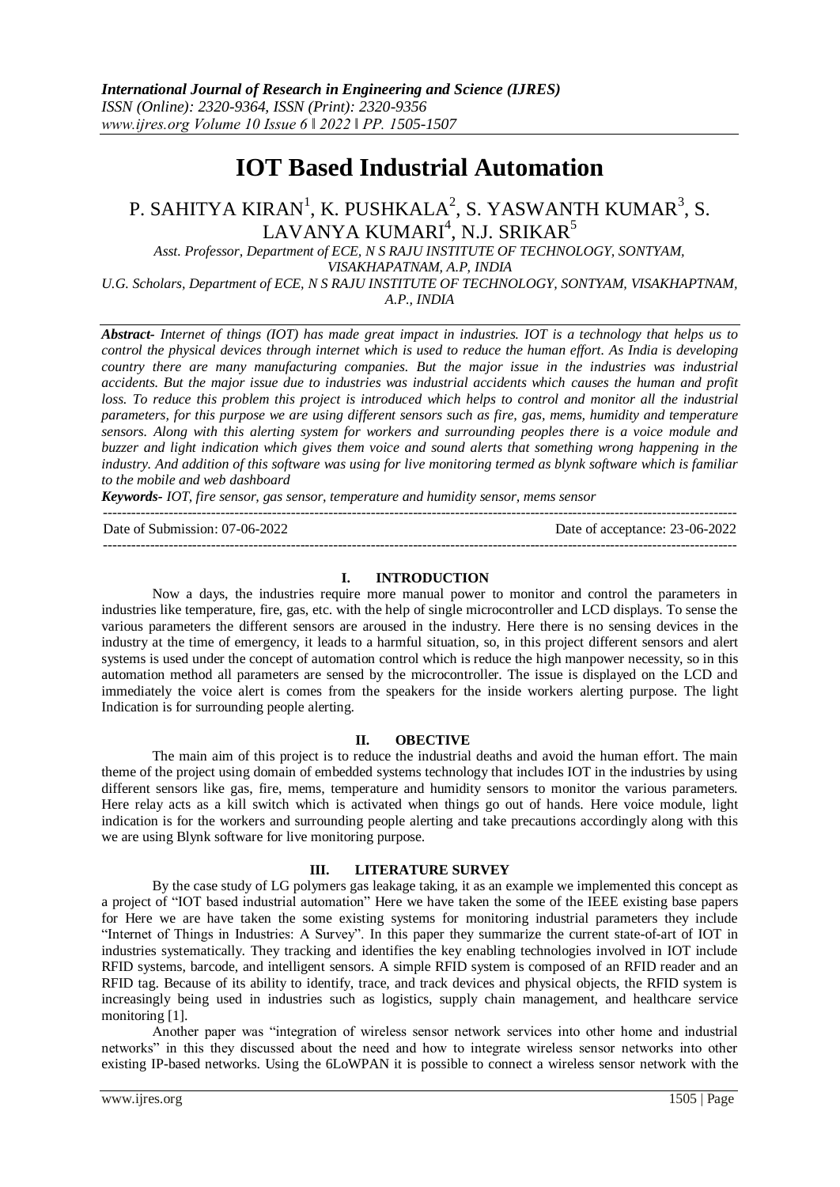# IOT Based Industrial Automation

P. SAHITYA KIRAN[1], K. PUSHKALA[2], S. YASWANTH KUMAR[3], S. LAVANYA KUMARI[4], N.J. SRIKAR[5]

*Asst. Professor, Department of ECE, N S RAJU INSTITUTE OF TECHNOLOGY, SONTYAM, VISAKHAPATNAM, A.P, INDIA*

*U.G. Scholars, Department of ECE, N S RAJU INSTITUTE OF TECHNOLOGY, SONTYAM, VISAKHAPTNAM, A.P., INDIA*

***Abstract-*** *Internet of things (IOT) has made great impact in industries. IOT is a technology that helps us to control the physical devices through internet which is used to reduce the human effort. As India is developing country there are many manufacturing companies. But the major issue in the industries was industrial accidents. But the major issue due to industries was industrial accidents which causes the human and profit loss. To reduce this problem this project is introduced which helps to control and monitor all the industrial parameters, for this purpose we are using different sensors such as fire, gas, mems, humidity and temperature sensors. Along with this alerting system for workers and surrounding peoples there is a voice module and buzzer and light indication which gives them voice and sound alerts that something wrong happening in the industry. And addition of this software was using for live monitoring termed as blynk software which is familiar to the mobile and web dashboard*

***Keywords-*** *IOT, fire sensor, gas sensor, temperature and humidity sensor, mems sensor*

---

Date of Submission: 07-06-2022 Date of acceptance: 23-06-2022

---

## I. INTRODUCTION

Now a days, the industries require more manual power to monitor and control the parameters in industries like temperature, fire, gas, etc. with the help of single microcontroller and LCD displays. To sense the various parameters the different sensors are aroused in the industry. Here there is no sensing devices in the industry at the time of emergency, it leads to a harmful situation, so, in this project different sensors and alert systems is used under the concept of automation control which is reduce the high manpower necessity, so in this automation method all parameters are sensed by the microcontroller. The issue is displayed on the LCD and immediately the voice alert is comes from the speakers for the inside workers alerting purpose. The light Indication is for surrounding people alerting.

## II. OBECTIVE

The main aim of this project is to reduce the industrial deaths and avoid the human effort. The main theme of the project using domain of embedded systems technology that includes IOT in the industries by using different sensors like gas, fire, mems, temperature and humidity sensors to monitor the various parameters. Here relay acts as a kill switch which is activated when things go out of hands. Here voice module, light indication is for the workers and surrounding people alerting and take precautions accordingly along with this we are using Blynk software for live monitoring purpose.

## III. LITERATURE SURVEY

By the case study of LG polymers gas leakage taking, it as an example we implemented this concept as a project of "IOT based industrial automation" Here we have taken the some of the IEEE existing base papers for Here we are have taken the some existing systems for monitoring industrial parameters they include "Internet of Things in Industries: A Survey". In this paper they summarize the current state-of-art of IOT in industries systematically. They tracking and identifies the key enabling technologies involved in IOT include RFID systems, barcode, and intelligent sensors. A simple RFID system is composed of an RFID reader and an RFID tag. Because of its ability to identify, trace, and track devices and physical objects, the RFID system is increasingly being used in industries such as logistics, supply chain management, and healthcare service monitoring [1].

Another paper was "integration of wireless sensor network services into other home and industrial networks" in this they discussed about the need and how to integrate wireless sensor networks into other existing IP-based networks. Using the 6LoWPAN it is possible to connect a wireless sensor network with the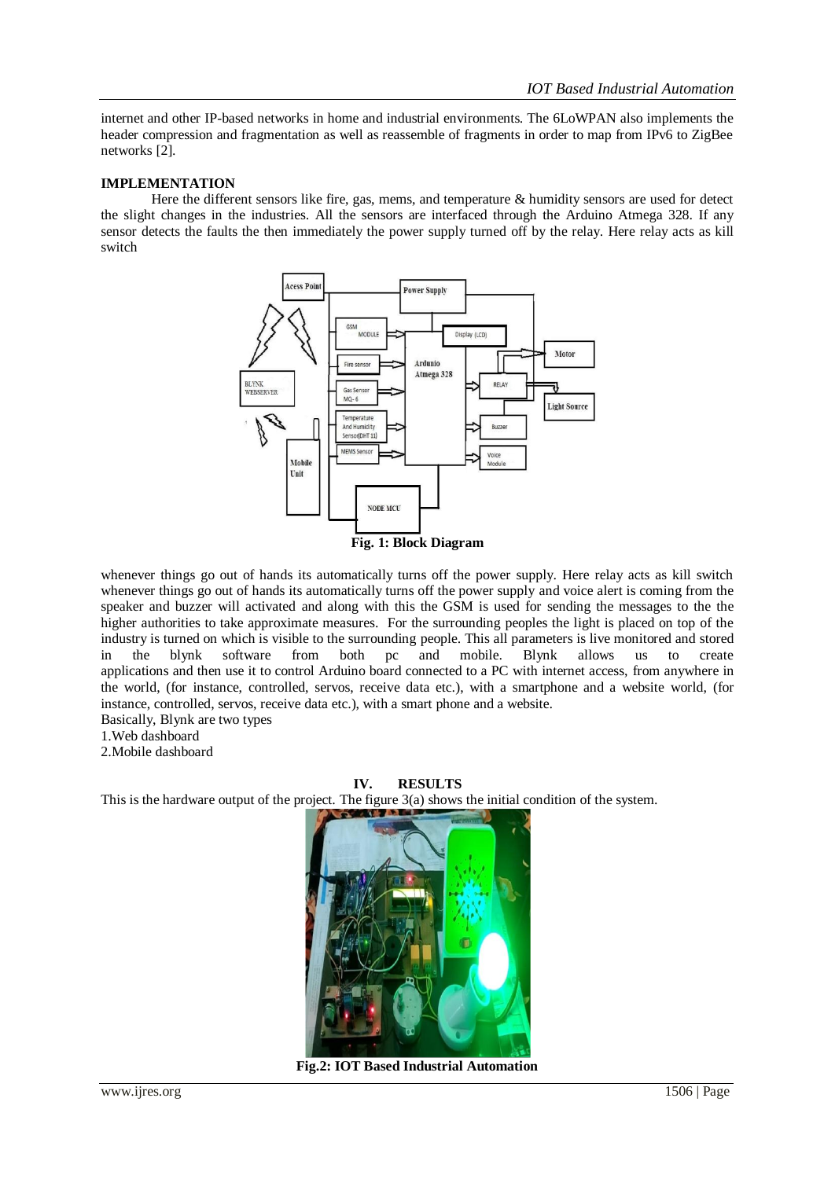internet and other IP-based networks in home and industrial environments. The 6LoWPAN also implements the header compression and fragmentation as well as reassemble of fragments in order to map from IPv6 to ZigBee networks [2].

## IMPLEMENTATION

Here the different sensors like fire, gas, mems, and temperature & humidity sensors are used for detect the slight changes in the industries. All the sensors are interfaced through the Arduino Atmega 328. If any sensor detects the faults the then immediately the power supply turned off by the relay. Here relay acts as kill switch

**Fig. 1: Block Diagram**

whenever things go out of hands its automatically turns off the power supply. Here relay acts as kill switch whenever things go out of hands its automatically turns off the power supply and voice alert is coming from the speaker and buzzer will activated and along with this the GSM is used for sending the messages to the the higher authorities to take approximate measures. For the surrounding peoples the light is placed on top of the industry is turned on which is visible to the surrounding people. This all parameters is live monitored and stored in the blynk software from both pc and mobile. Blynk allows us to create applications and then use it to control Arduino board connected to a PC with internet access, from anywhere in the world, (for instance, controlled, servos, receive data etc.), with a smartphone and a website world, (for instance, controlled, servos, receive data etc.), with a smart phone and a website.

Basically, Blynk are two types

1.Web dashboard

2.Mobile dashboard

## IV. RESULTS

This is the hardware output of the project. The figure 3(a) shows the initial condition of the system.

**Fig.2: IOT Based Industrial Automation**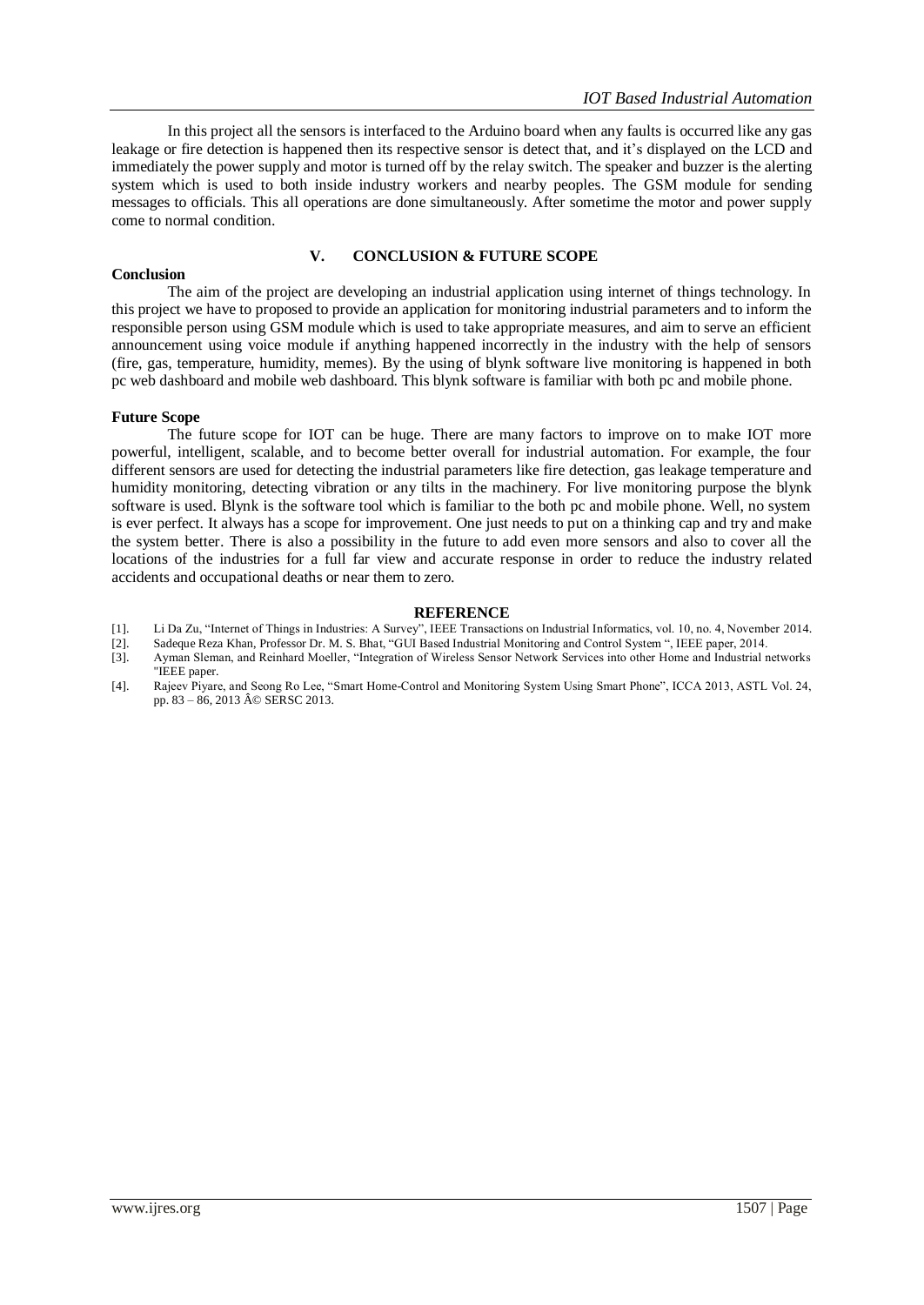In this project all the sensors is interfaced to the Arduino board when any faults is occurred like any gas leakage or fire detection is happened then its respective sensor is detect that, and it's displayed on the LCD and immediately the power supply and motor is turned off by the relay switch. The speaker and buzzer is the alerting system which is used to both inside industry workers and nearby peoples. The GSM module for sending messages to officials. This all operations are done simultaneously. After sometime the motor and power supply come to normal condition.

## V. CONCLUSION & FUTURE SCOPE

### Conclusion

The aim of the project are developing an industrial application using internet of things technology. In this project we have to proposed to provide an application for monitoring industrial parameters and to inform the responsible person using GSM module which is used to take appropriate measures, and aim to serve an efficient announcement using voice module if anything happened incorrectly in the industry with the help of sensors (fire, gas, temperature, humidity, memes). By the using of blynk software live monitoring is happened in both pc web dashboard and mobile web dashboard. This blynk software is familiar with both pc and mobile phone.

### Future Scope

The future scope for IOT can be huge. There are many factors to improve on to make IOT more powerful, intelligent, scalable, and to become better overall for industrial automation. For example, the four different sensors are used for detecting the industrial parameters like fire detection, gas leakage temperature and humidity monitoring, detecting vibration or any tilts in the machinery. For live monitoring purpose the blynk software is used. Blynk is the software tool which is familiar to the both pc and mobile phone. Well, no system is ever perfect. It always has a scope for improvement. One just needs to put on a thinking cap and try and make the system better. There is also a possibility in the future to add even more sensors and also to cover all the locations of the industries for a full far view and accurate response in order to reduce the industry related accidents and occupational deaths or near them to zero.

## REFERENCE

[1]. Li Da Zu, "Internet of Things in Industries: A Survey", IEEE Transactions on Industrial Informatics, vol. 10, no. 4, November 2014.

[2]. Sadeque Reza Khan, Professor Dr. M. S. Bhat, "GUI Based Industrial Monitoring and Control System ", IEEE paper, 2014.

[3]. Ayman Sleman, and Reinhard Moeller, "Integration of Wireless Sensor Network Services into other Home and Industrial networks "IEEE paper.

[4]. Rajeev Piyare, and Seong Ro Lee, "Smart Home-Control and Monitoring System Using Smart Phone", ICCA 2013, ASTL Vol. 24, pp. 83 – 86, 2013 Â© SERSC 2013.